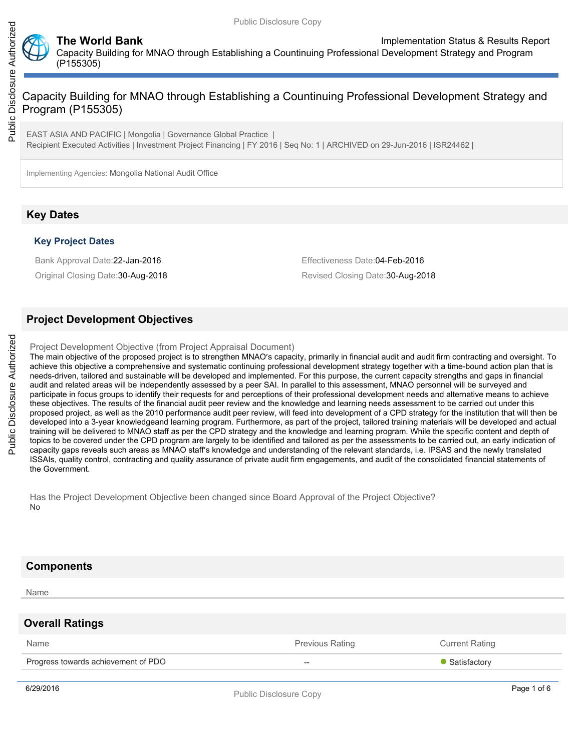# Capacity Building for MNAO through Establishing a Countinuing Professional Development Strategy and Program (P155305)

EAST ASIA AND PACIFIC | Mongolia | Governance Global Practice |
Recipient Executed Activities | Investment Project Financing | FY 2016 | Seq No: 1 | ARCHIVED on 29-Jun-2016 | ISR24462 |

Implementing Agencies: Mongolia National Audit Office

## Key Dates

### Key Project Dates

| | |
|---|---|
| Bank Approval Date:22-Jan-2016 | Effectiveness Date:04-Feb-2016 |
| Original Closing Date:30-Aug-2018 | Revised Closing Date:30-Aug-2018 |

## Project Development Objectives

Project Development Objective (from Project Appraisal Document)

The main objective of the proposed project is to strengthen MNAO's capacity, primarily in financial audit and audit firm contracting and oversight. To achieve this objective a comprehensive and systematic continuing professional development strategy together with a time-bound action plan that is needs-driven, tailored and sustainable will be developed and implemented. For this purpose, the current capacity strengths and gaps in financial audit and related areas will be independently assessed by a peer SAI. In parallel to this assessment, MNAO personnel will be surveyed and participate in focus groups to identify their requests for and perceptions of their professional development needs and alternative means to achieve these objectives. The results of the financial audit peer review and the knowledge and learning needs assessment to be carried out under this proposed project, as well as the 2010 performance audit peer review, will feed into development of a CPD strategy for the institution that will then be developed into a 3-year knowledgeand learning program. Furthermore, as part of the project, tailored training materials will be developed and actual training will be delivered to MNAO staff as per the CPD strategy and the knowledge and learning program. While the specific content and depth of topics to be covered under the CPD program are largely to be identified and tailored as per the assessments to be carried out, an early indication of capacity gaps reveals such areas as MNAO staff's knowledge and understanding of the relevant standards, i.e. IPSAS and the newly translated ISSAIs, quality control, contracting and quality assurance of private audit firm engagements, and audit of the consolidated financial statements of the Government.

Has the Project Development Objective been changed since Board Approval of the Project Objective?
No

## Components

| Name |
|---|

## Overall Ratings

| Name | Previous Rating | Current Rating |
|---|---|---|
| Progress towards achievement of PDO | -- | Satisfactory |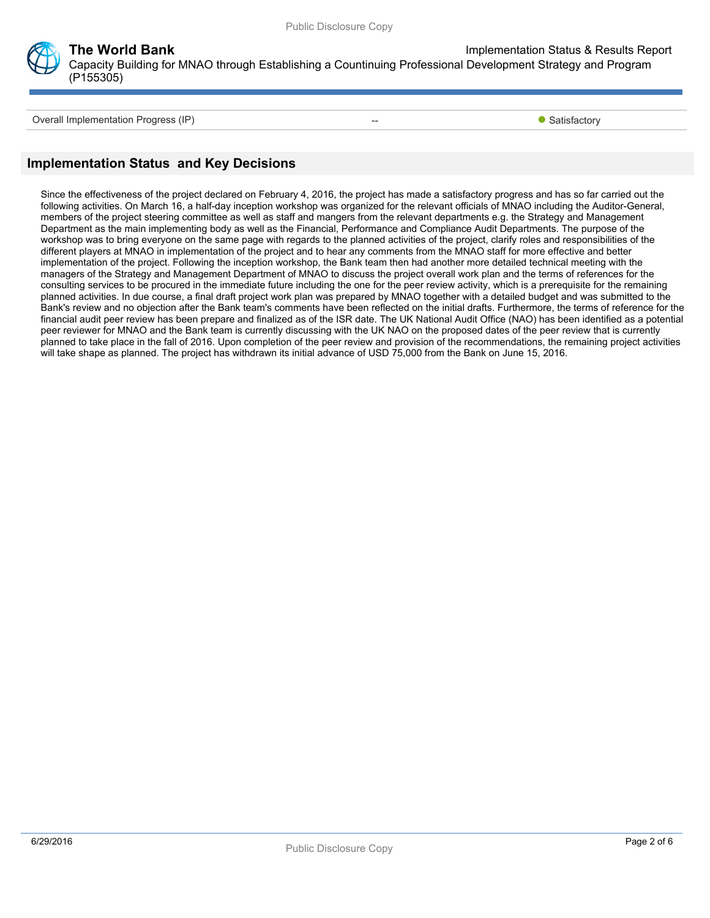| Overall Implementation Progress (IP) | -- | Satisfactory |
| --- | --- | --- |

## Implementation Status and Key Decisions

Since the effectiveness of the project declared on February 4, 2016, the project has made a satisfactory progress and has so far carried out the following activities. On March 16, a half-day inception workshop was organized for the relevant officials of MNAO including the Auditor-General, members of the project steering committee as well as staff and mangers from the relevant departments e.g. the Strategy and Management Department as the main implementing body as well as the Financial, Performance and Compliance Audit Departments. The purpose of the workshop was to bring everyone on the same page with regards to the planned activities of the project, clarify roles and responsibilities of the different players at MNAO in implementation of the project and to hear any comments from the MNAO staff for more effective and better implementation of the project. Following the inception workshop, the Bank team then had another more detailed technical meeting with the managers of the Strategy and Management Department of MNAO to discuss the project overall work plan and the terms of references for the consulting services to be procured in the immediate future including the one for the peer review activity, which is a prerequisite for the remaining planned activities. In due course, a final draft project work plan was prepared by MNAO together with a detailed budget and was submitted to the Bank's review and no objection after the Bank team's comments have been reflected on the initial drafts. Furthermore, the terms of reference for the financial audit peer review has been prepare and finalized as of the ISR date. The UK National Audit Office (NAO) has been identified as a potential peer reviewer for MNAO and the Bank team is currently discussing with the UK NAO on the proposed dates of the peer review that is currently planned to take place in the fall of 2016. Upon completion of the peer review and provision of the recommendations, the remaining project activities will take shape as planned. The project has withdrawn its initial advance of USD 75,000 from the Bank on June 15, 2016.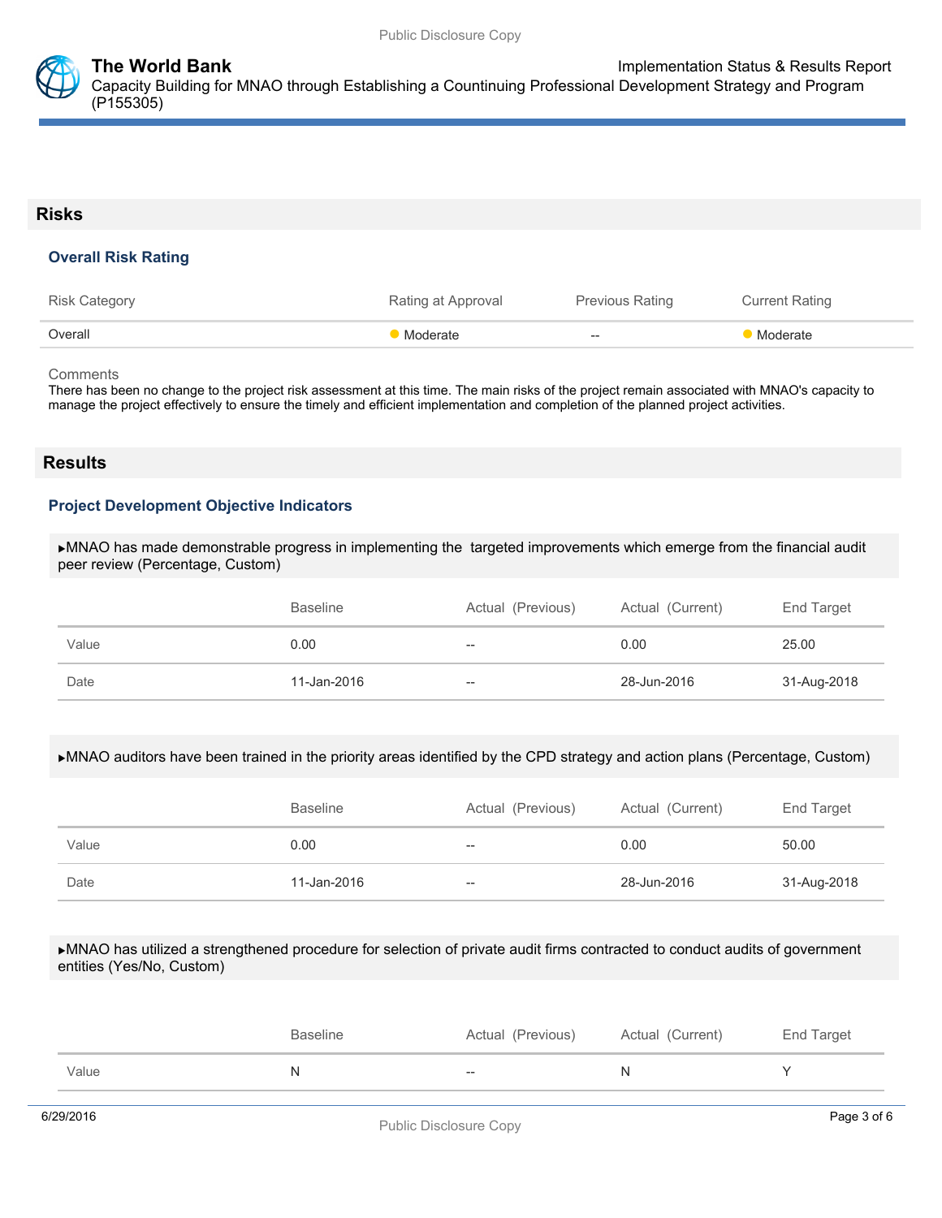## Risks

### Overall Risk Rating

| Risk Category | Rating at Approval | Previous Rating | Current Rating |
| --- | --- | --- | --- |
| Overall | Moderate | -- | Moderate |

Comments

There has been no change to the project risk assessment at this time. The main risks of the project remain associated with MNAO's capacity to manage the project effectively to ensure the timely and efficient implementation and completion of the planned project activities.

## Results

### Project Development Objective Indicators

▶MNAO has made demonstrable progress in implementing the targeted improvements which emerge from the financial audit peer review (Percentage, Custom)

| | Baseline | Actual (Previous) | Actual (Current) | End Target |
| --- | --- | --- | --- | --- |
| Value | 0.00 | -- | 0.00 | 25.00 |
| Date | 11-Jan-2016 | -- | 28-Jun-2016 | 31-Aug-2018 |

▶MNAO auditors have been trained in the priority areas identified by the CPD strategy and action plans (Percentage, Custom)

| | Baseline | Actual (Previous) | Actual (Current) | End Target |
| --- | --- | --- | --- | --- |
| Value | 0.00 | -- | 0.00 | 50.00 |
| Date | 11-Jan-2016 | -- | 28-Jun-2016 | 31-Aug-2018 |

▶MNAO has utilized a strengthened procedure for selection of private audit firms contracted to conduct audits of government entities (Yes/No, Custom)

| | Baseline | Actual (Previous) | Actual (Current) | End Target |
| --- | --- | --- | --- | --- |
| Value | N | -- | N | Y |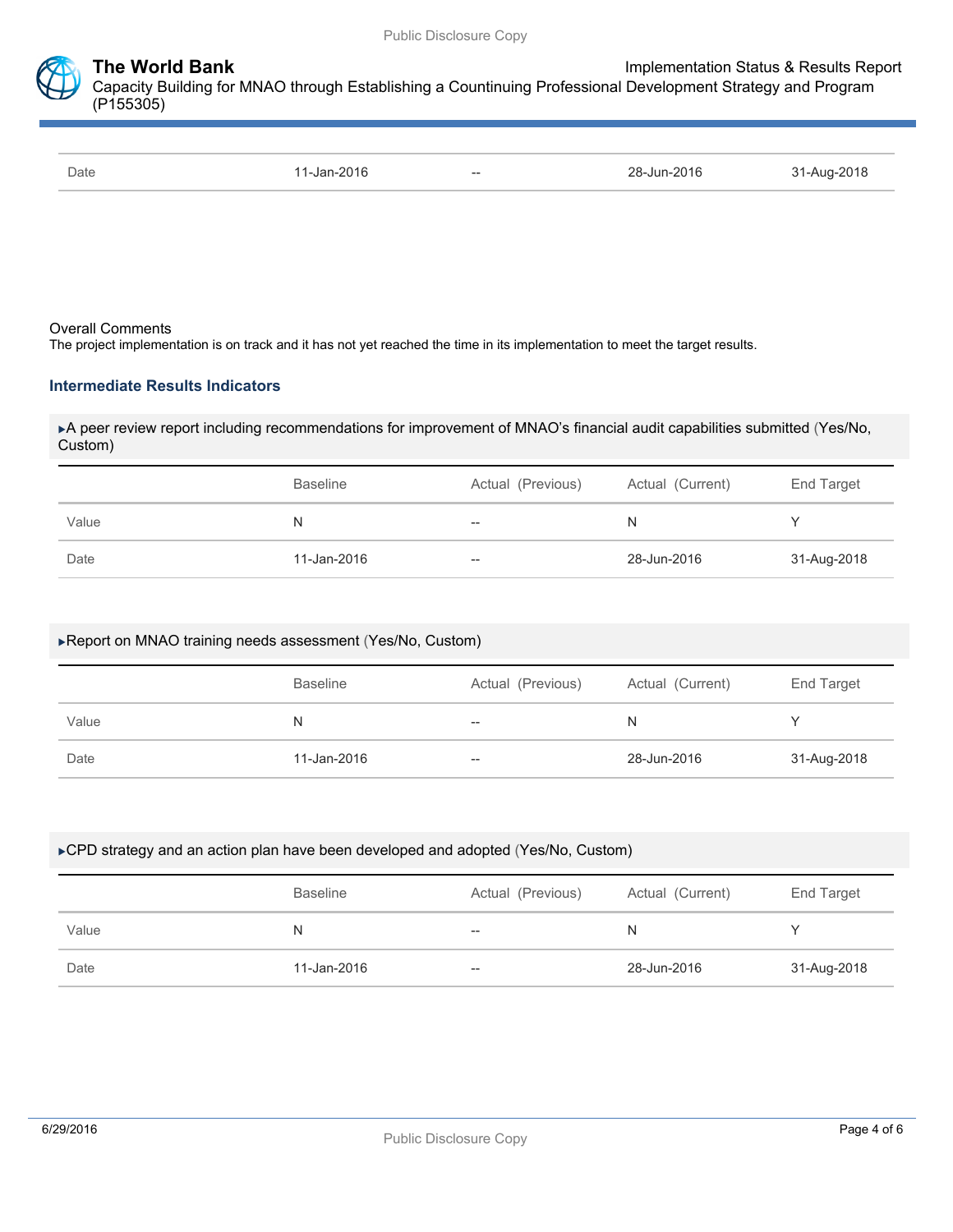| Date | 11-Jan-2016 | -- | 28-Jun-2016 | 31-Aug-2018 |
| --- | --- | --- | --- | --- |

Overall Comments

The project implementation is on track and it has not yet reached the time in its implementation to meet the target results.

### Intermediate Results Indicators

▶A peer review report including recommendations for improvement of MNAO's financial audit capabilities submitted (Yes/No, Custom)

| | Baseline | Actual (Previous) | Actual (Current) | End Target |
| --- | --- | --- | --- | --- |
| Value | N | -- | N | Y |
| Date | 11-Jan-2016 | -- | 28-Jun-2016 | 31-Aug-2018 |

▶Report on MNAO training needs assessment (Yes/No, Custom)

| | Baseline | Actual (Previous) | Actual (Current) | End Target |
| --- | --- | --- | --- | --- |
| Value | N | -- | N | Y |
| Date | 11-Jan-2016 | -- | 28-Jun-2016 | 31-Aug-2018 |

▶CPD strategy and an action plan have been developed and adopted (Yes/No, Custom)

| | Baseline | Actual (Previous) | Actual (Current) | End Target |
| --- | --- | --- | --- | --- |
| Value | N | -- | N | Y |
| Date | 11-Jan-2016 | -- | 28-Jun-2016 | 31-Aug-2018 |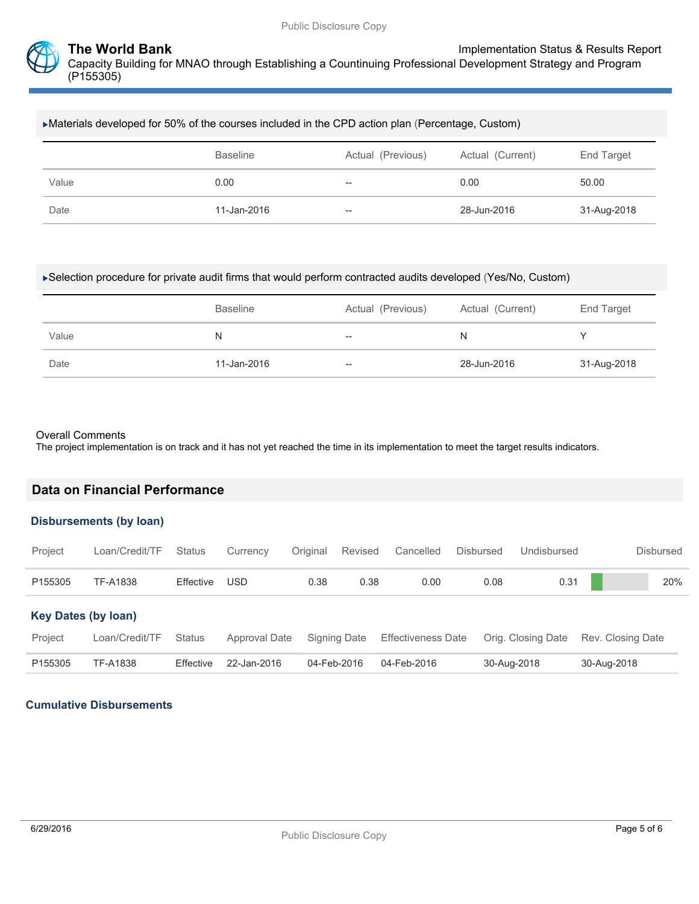▸Materials developed for 50% of the courses included in the CPD action plan (Percentage, Custom)

| | Baseline | Actual (Previous) | Actual (Current) | End Target |
|---|---|---|---|---|
| Value | 0.00 | -- | 0.00 | 50.00 |
| Date | 11-Jan-2016 | -- | 28-Jun-2016 | 31-Aug-2018 |

▸Selection procedure for private audit firms that would perform contracted audits developed (Yes/No, Custom)

| | Baseline | Actual (Previous) | Actual (Current) | End Target |
|---|---|---|---|---|
| Value | N | -- | N | Y |
| Date | 11-Jan-2016 | -- | 28-Jun-2016 | 31-Aug-2018 |

Overall Comments

The project implementation is on track and it has not yet reached the time in its implementation to meet the target results indicators.

## Data on Financial Performance

### Disbursements (by loan)

| Project | Loan/Credit/TF | Status | Currency | Original | Revised | Cancelled | Disbursed | Undisbursed | Disbursed |
|---|---|---|---|---|---|---|---|---|---|
| P155305 | TF-A1838 | Effective | USD | 0.38 | 0.38 | 0.00 | 0.08 | 0.31 | 20% |

### Key Dates (by loan)

| Project | Loan/Credit/TF | Status | Approval Date | Signing Date | Effectiveness Date | Orig. Closing Date | Rev. Closing Date |
|---|---|---|---|---|---|---|---|
| P155305 | TF-A1838 | Effective | 22-Jan-2016 | 04-Feb-2016 | 04-Feb-2016 | 30-Aug-2018 | 30-Aug-2018 |

### Cumulative Disbursements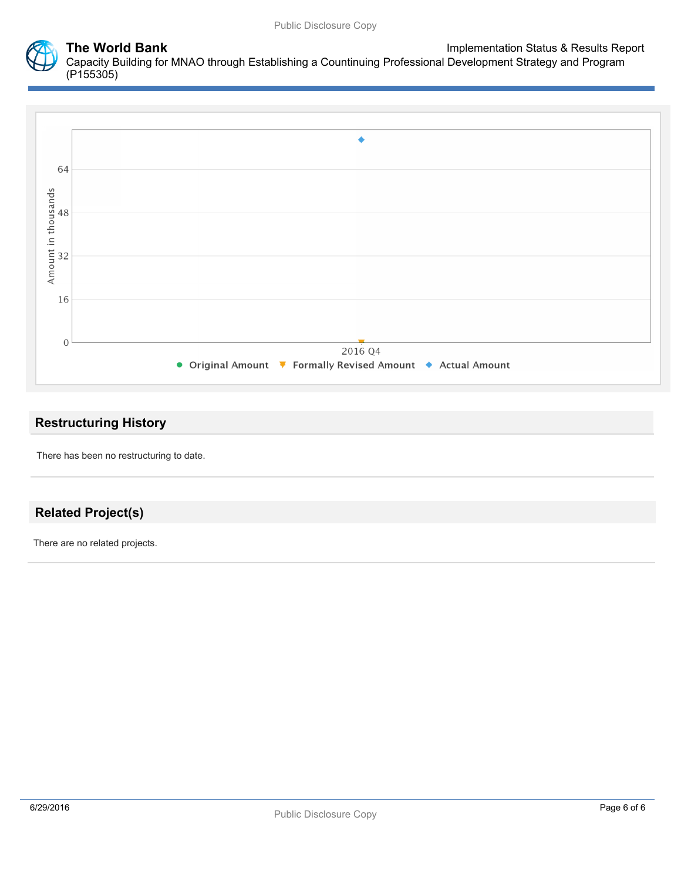Amount in thousands

64

48

32

16

0

2016 Q4

Original Amount

Formally Revised Amount

Actual Amount

## Restructuring History

There has been no restructuring to date.

## Related Project(s)

There are no related projects.